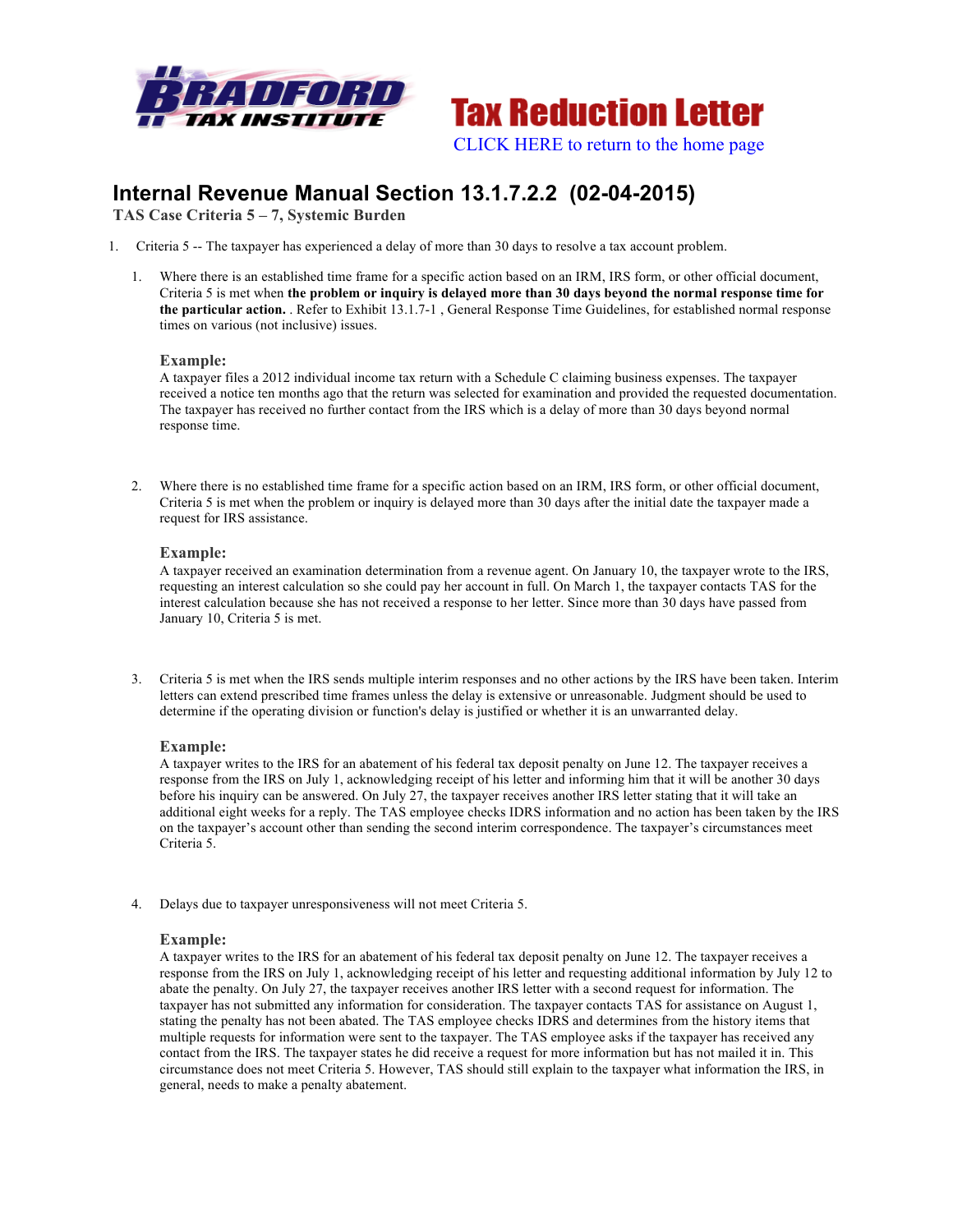Bradford Tax Institute

# Tax Reduction Letter

CLICK HERE to return to the home page

## Internal Revenue Manual Section 13.1.7.2.2 (02-04-2015)

**TAS Case Criteria 5 – 7, Systemic Burden**

1. Criteria 5 -- The taxpayer has experienced a delay of more than 30 days to resolve a tax account problem.

   1. Where there is an established time frame for a specific action based on an IRM, IRS form, or other official document, Criteria 5 is met when **the problem or inquiry is delayed more than 30 days beyond the normal response time for the particular action.** . Refer to Exhibit 13.1.7-1 , General Response Time Guidelines, for established normal response times on various (not inclusive) issues.

      **Example:**
      A taxpayer files a 2012 individual income tax return with a Schedule C claiming business expenses. The taxpayer received a notice ten months ago that the return was selected for examination and provided the requested documentation. The taxpayer has received no further contact from the IRS which is a delay of more than 30 days beyond normal response time.

   2. Where there is no established time frame for a specific action based on an IRM, IRS form, or other official document, Criteria 5 is met when the problem or inquiry is delayed more than 30 days after the initial date the taxpayer made a request for IRS assistance.

      **Example:**
      A taxpayer received an examination determination from a revenue agent. On January 10, the taxpayer wrote to the IRS, requesting an interest calculation so she could pay her account in full. On March 1, the taxpayer contacts TAS for the interest calculation because she has not received a response to her letter. Since more than 30 days have passed from January 10, Criteria 5 is met.

   3. Criteria 5 is met when the IRS sends multiple interim responses and no other actions by the IRS have been taken. Interim letters can extend prescribed time frames unless the delay is extensive or unreasonable. Judgment should be used to determine if the operating division or function's delay is justified or whether it is an unwarranted delay.

      **Example:**
      A taxpayer writes to the IRS for an abatement of his federal tax deposit penalty on June 12. The taxpayer receives a response from the IRS on July 1, acknowledging receipt of his letter and informing him that it will be another 30 days before his inquiry can be answered. On July 27, the taxpayer receives another IRS letter stating that it will take an additional eight weeks for a reply. The TAS employee checks IDRS information and no action has been taken by the IRS on the taxpayer's account other than sending the second interim correspondence. The taxpayer's circumstances meet Criteria 5.

   4. Delays due to taxpayer unresponsiveness will not meet Criteria 5.

      **Example:**
      A taxpayer writes to the IRS for an abatement of his federal tax deposit penalty on June 12. The taxpayer receives a response from the IRS on July 1, acknowledging receipt of his letter and requesting additional information by July 12 to abate the penalty. On July 27, the taxpayer receives another IRS letter with a second request for information. The taxpayer has not submitted any information for consideration. The taxpayer contacts TAS for assistance on August 1, stating the penalty has not been abated. The TAS employee checks IDRS and determines from the history items that multiple requests for information were sent to the taxpayer. The TAS employee asks if the taxpayer has received any contact from the IRS. The taxpayer states he did receive a request for more information but has not mailed it in. This circumstance does not meet Criteria 5. However, TAS should still explain to the taxpayer what information the IRS, in general, needs to make a penalty abatement.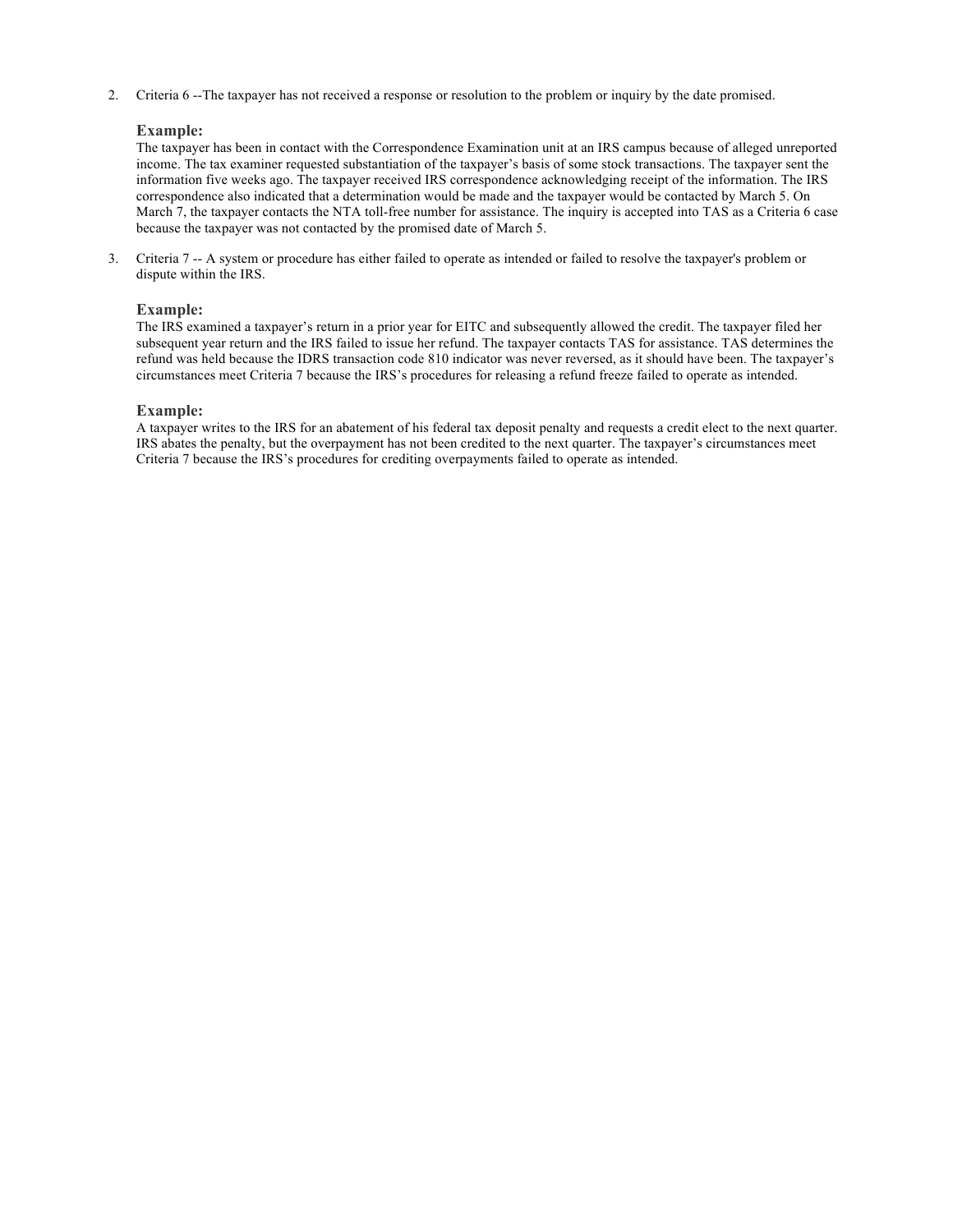2. Criteria 6 --The taxpayer has not received a response or resolution to the problem or inquiry by the date promised.

   **Example:**
   The taxpayer has been in contact with the Correspondence Examination unit at an IRS campus because of alleged unreported income. The tax examiner requested substantiation of the taxpayer's basis of some stock transactions. The taxpayer sent the information five weeks ago. The taxpayer received IRS correspondence acknowledging receipt of the information. The IRS correspondence also indicated that a determination would be made and the taxpayer would be contacted by March 5. On March 7, the taxpayer contacts the NTA toll-free number for assistance. The inquiry is accepted into TAS as a Criteria 6 case because the taxpayer was not contacted by the promised date of March 5.

3. Criteria 7 -- A system or procedure has either failed to operate as intended or failed to resolve the taxpayer's problem or dispute within the IRS.

   **Example:**
   The IRS examined a taxpayer's return in a prior year for EITC and subsequently allowed the credit. The taxpayer filed her subsequent year return and the IRS failed to issue her refund. The taxpayer contacts TAS for assistance. TAS determines the refund was held because the IDRS transaction code 810 indicator was never reversed, as it should have been. The taxpayer's circumstances meet Criteria 7 because the IRS's procedures for releasing a refund freeze failed to operate as intended.

   **Example:**
   A taxpayer writes to the IRS for an abatement of his federal tax deposit penalty and requests a credit elect to the next quarter. IRS abates the penalty, but the overpayment has not been credited to the next quarter. The taxpayer's circumstances meet Criteria 7 because the IRS's procedures for crediting overpayments failed to operate as intended.